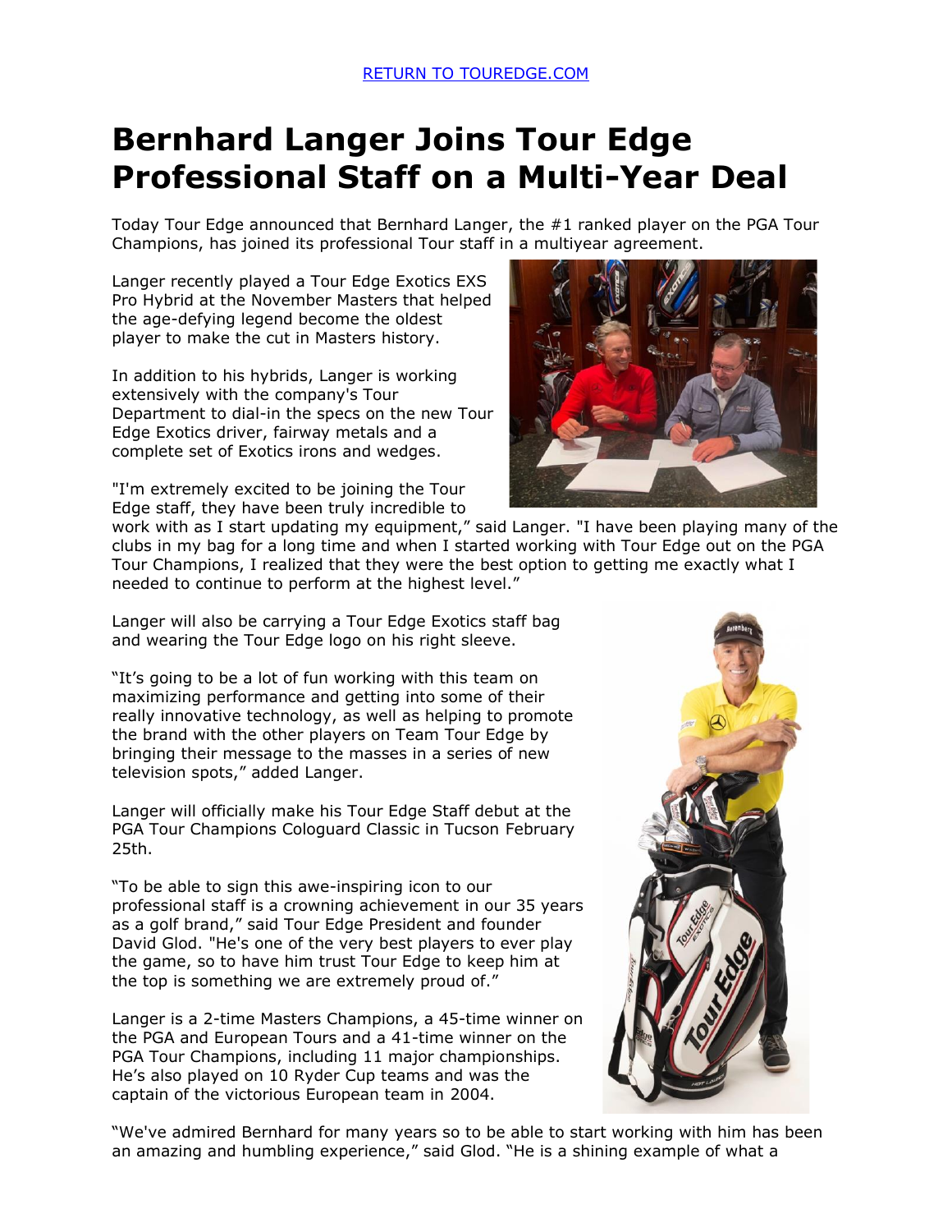[RETURN TO TOUREDGE.COM]

# Bernhard Langer Joins Tour Edge Professional Staff on a Multi-Year Deal

Today Tour Edge announced that Bernhard Langer, the #1 ranked player on the PGA Tour Champions, has joined its professional Tour staff in a multiyear agreement.

Langer recently played a Tour Edge Exotics EXS Pro Hybrid at the November Masters that helped the age-defying legend become the oldest player to make the cut in Masters history.

In addition to his hybrids, Langer is working extensively with the company's Tour Department to dial-in the specs on the new Tour Edge Exotics driver, fairway metals and a complete set of Exotics irons and wedges.

"I'm extremely excited to be joining the Tour Edge staff, they have been truly incredible to work with as I start updating my equipment," said Langer. "I have been playing many of the clubs in my bag for a long time and when I started working with Tour Edge out on the PGA Tour Champions, I realized that they were the best option to getting me exactly what I needed to continue to perform at the highest level."

Langer will also be carrying a Tour Edge Exotics staff bag and wearing the Tour Edge logo on his right sleeve.

"It's going to be a lot of fun working with this team on maximizing performance and getting into some of their really innovative technology, as well as helping to promote the brand with the other players on Team Tour Edge by bringing their message to the masses in a series of new television spots," added Langer.

Langer will officially make his Tour Edge Staff debut at the PGA Tour Champions Cologuard Classic in Tucson February 25th.

"To be able to sign this awe-inspiring icon to our professional staff is a crowning achievement in our 35 years as a golf brand," said Tour Edge President and founder David Glod. "He's one of the very best players to ever play the game, so to have him trust Tour Edge to keep him at the top is something we are extremely proud of."

Langer is a 2-time Masters Champions, a 45-time winner on the PGA and European Tours and a 41-time winner on the PGA Tour Champions, including 11 major championships. He's also played on 10 Ryder Cup teams and was the captain of the victorious European team in 2004.

"We've admired Bernhard for many years so to be able to start working with him has been an amazing and humbling experience," said Glod. "He is a shining example of what a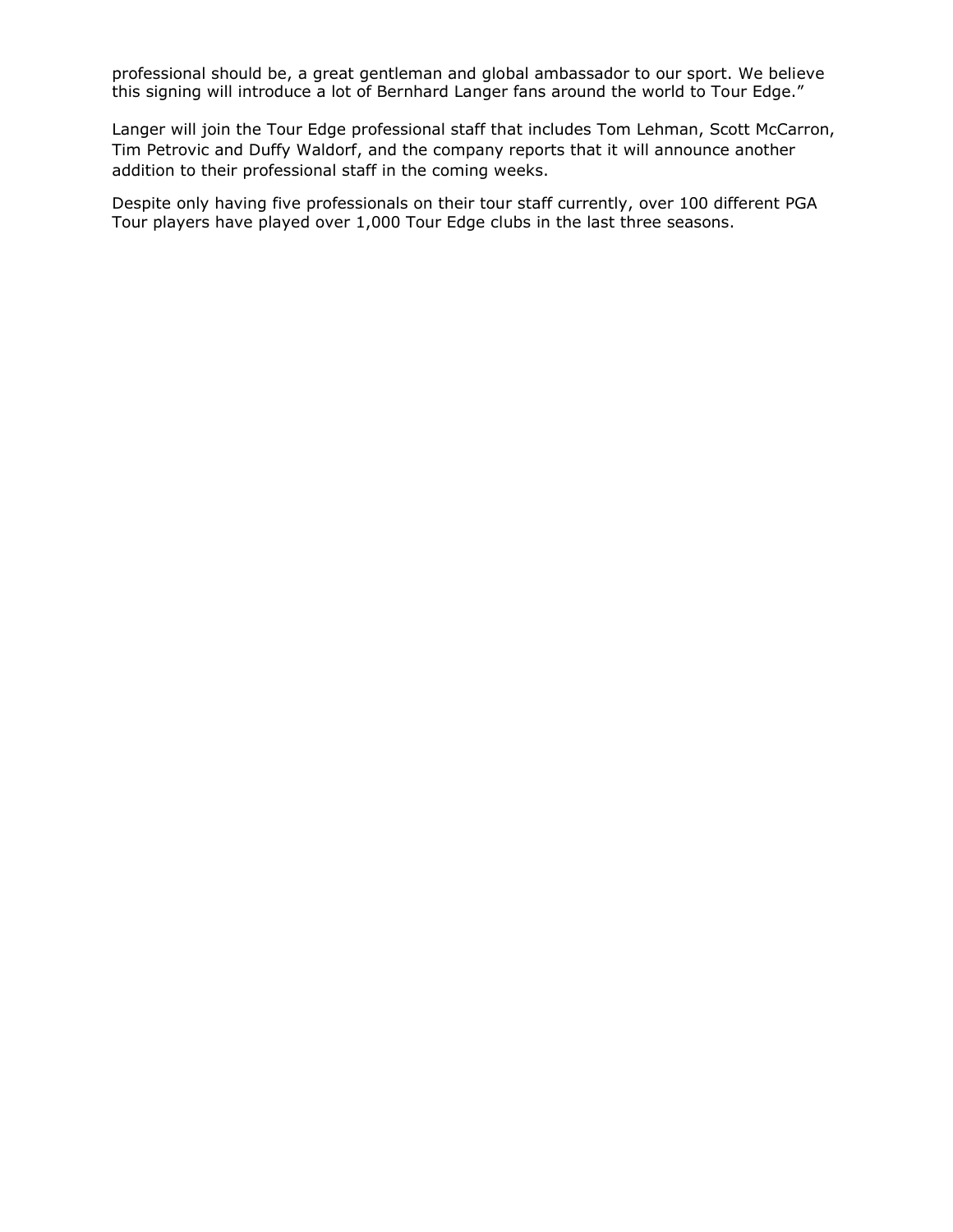professional should be, a great gentleman and global ambassador to our sport. We believe this signing will introduce a lot of Bernhard Langer fans around the world to Tour Edge."

Langer will join the Tour Edge professional staff that includes Tom Lehman, Scott McCarron, Tim Petrovic and Duffy Waldorf, and the company reports that it will announce another addition to their professional staff in the coming weeks.

Despite only having five professionals on their tour staff currently, over 100 different PGA Tour players have played over 1,000 Tour Edge clubs in the last three seasons.